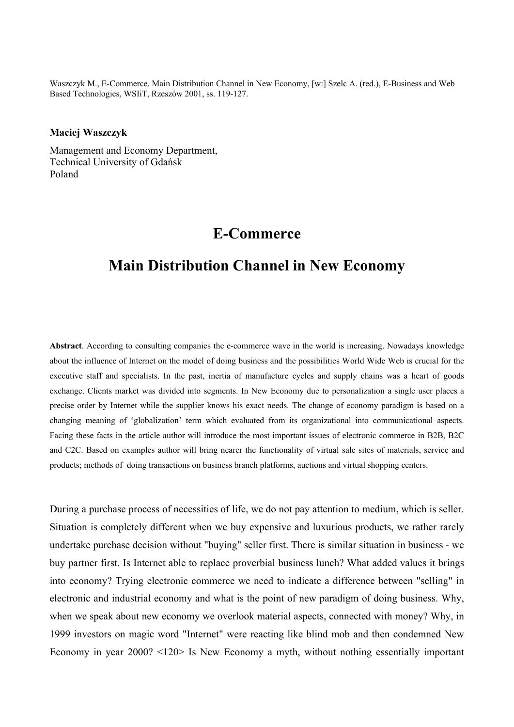Waszczyk M., E-Commerce. Main Distribution Channel in New Economy, [w:] Szelc A. (red.), E-Business and Web Based Technologies, WSIiT, Rzeszów 2001, ss. 119-127.

**Maciej Waszczyk**

Management and Economy Department,
Technical University of Gdańsk
Poland

# E-Commerce

# Main Distribution Channel in New Economy

**Abstract**. According to consulting companies the e-commerce wave in the world is increasing. Nowadays knowledge about the influence of Internet on the model of doing business and the possibilities World Wide Web is crucial for the executive staff and specialists. In the past, inertia of manufacture cycles and supply chains was a heart of goods exchange. Clients market was divided into segments. In New Economy due to personalization a single user places a precise order by Internet while the supplier knows his exact needs. The change of economy paradigm is based on a changing meaning of 'globalization' term which evaluated from its organizational into communicational aspects. Facing these facts in the article author will introduce the most important issues of electronic commerce in B2B, B2C and C2C. Based on examples author will bring nearer the functionality of virtual sale sites of materials, service and products; methods of doing transactions on business branch platforms, auctions and virtual shopping centers.

During a purchase process of necessities of life, we do not pay attention to medium, which is seller. Situation is completely different when we buy expensive and luxurious products, we rather rarely undertake purchase decision without "buying" seller first. There is similar situation in business - we buy partner first. Is Internet able to replace proverbial business lunch? What added values it brings into economy? Trying electronic commerce we need to indicate a difference between "selling" in electronic and industrial economy and what is the point of new paradigm of doing business. Why, when we speak about new economy we overlook material aspects, connected with money? Why, in 1999 investors on magic word "Internet" were reacting like blind mob and then condemned New Economy in year 2000? <120> Is New Economy a myth, without nothing essentially important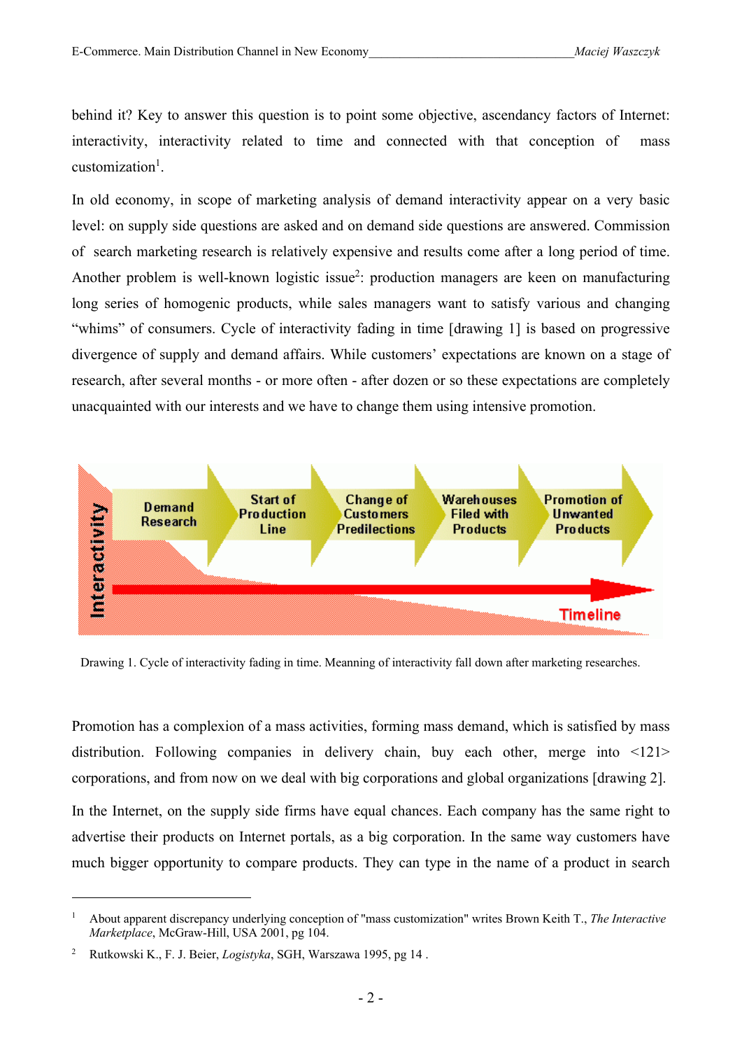behind it? Key to answer this question is to point some objective, ascendancy factors of Internet: interactivity, interactivity related to time and connected with that conception of mass customization[1].

In old economy, in scope of marketing analysis of demand interactivity appear on a very basic level: on supply side questions are asked and on demand side questions are answered. Commission of search marketing research is relatively expensive and results come after a long period of time. Another problem is well-known logistic issue[2]: production managers are keen on manufacturing long series of homogenic products, while sales managers want to satisfy various and changing "whims" of consumers. Cycle of interactivity fading in time [drawing 1] is based on progressive divergence of supply and demand affairs. While customers' expectations are known on a stage of research, after several months - or more often - after dozen or so these expectations are completely unacquainted with our interests and we have to change them using intensive promotion.

Drawing 1. Cycle of interactivity fading in time. Meanning of interactivity fall down after marketing researches.

Promotion has a complexion of a mass activities, forming mass demand, which is satisfied by mass distribution. Following companies in delivery chain, buy each other, merge into <121> corporations, and from now on we deal with big corporations and global organizations [drawing 2].

In the Internet, on the supply side firms have equal chances. Each company has the same right to advertise their products on Internet portals, as a big corporation. In the same way customers have much bigger opportunity to compare products. They can type in the name of a product in search

[1] About apparent discrepancy underlying conception of "mass customization" writes Brown Keith T., *The Interactive Marketplace*, McGraw-Hill, USA 2001, pg 104.

[2] Rutkowski K., F. J. Beier, *Logistyka*, SGH, Warszawa 1995, pg 14 .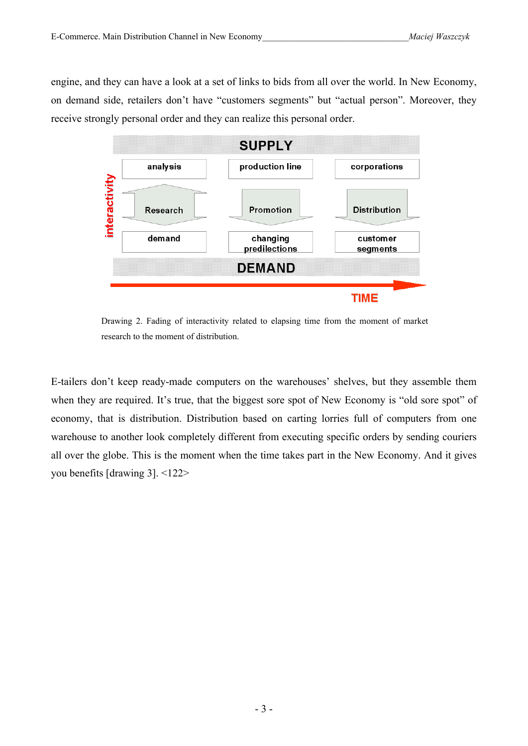engine, and they can have a look at a set of links to bids from all over the world. In New Economy, on demand side, retailers don't have "customers segments" but "actual person". Moreover, they receive strongly personal order and they can realize this personal order.

Drawing 2. Fading of interactivity related to elapsing time from the moment of market research to the moment of distribution.

E-tailers don't keep ready-made computers on the warehouses' shelves, but they assemble them when they are required. It's true, that the biggest sore spot of New Economy is "old sore spot" of economy, that is distribution. Distribution based on carting lorries full of computers from one warehouse to another look completely different from executing specific orders by sending couriers all over the globe. This is the moment when the time takes part in the New Economy. And it gives you benefits [drawing 3]. <122>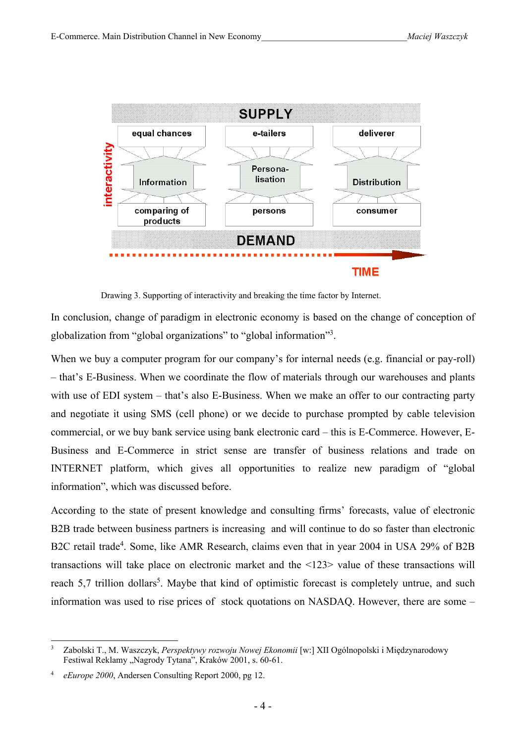SUPPLY

| equal chances | e-tailers | deliverer |
|---|---|---|
| Information | Persona-lisation | Distribution |
| comparing of products | persons | consumer |

DEMAND

interactivity

TIME

Drawing 3. Supporting of interactivity and breaking the time factor by Internet.

In conclusion, change of paradigm in electronic economy is based on the change of conception of globalization from "global organizations" to "global information"[3].

When we buy a computer program for our company's for internal needs (e.g. financial or pay-roll) – that's E-Business. When we coordinate the flow of materials through our warehouses and plants with use of EDI system – that's also E-Business. When we make an offer to our contracting party and negotiate it using SMS (cell phone) or we decide to purchase prompted by cable television commercial, or we buy bank service using bank electronic card – this is E-Commerce. However, E-Business and E-Commerce in strict sense are transfer of business relations and trade on INTERNET platform, which gives all opportunities to realize new paradigm of "global information", which was discussed before.

According to the state of present knowledge and consulting firms' forecasts, value of electronic B2B trade between business partners is increasing and will continue to do so faster than electronic B2C retail trade[4]. Some, like AMR Research, claims even that in year 2004 in USA 29% of B2B transactions will take place on electronic market and the <123> value of these transactions will reach 5,7 trillion dollars[5]. Maybe that kind of optimistic forecast is completely untrue, and such information was used to rise prices of stock quotations on NASDAQ. However, there are some –

---

[3] Zabolski T., M. Waszczyk, *Perspektywy rozwoju Nowej Ekonomii* [w:] XII Ogólnopolski i Międzynarodowy Festiwal Reklamy „Nagrody Tytana", Kraków 2001, s. 60-61.

[4] *eEurope 2000*, Andersen Consulting Report 2000, pg 12.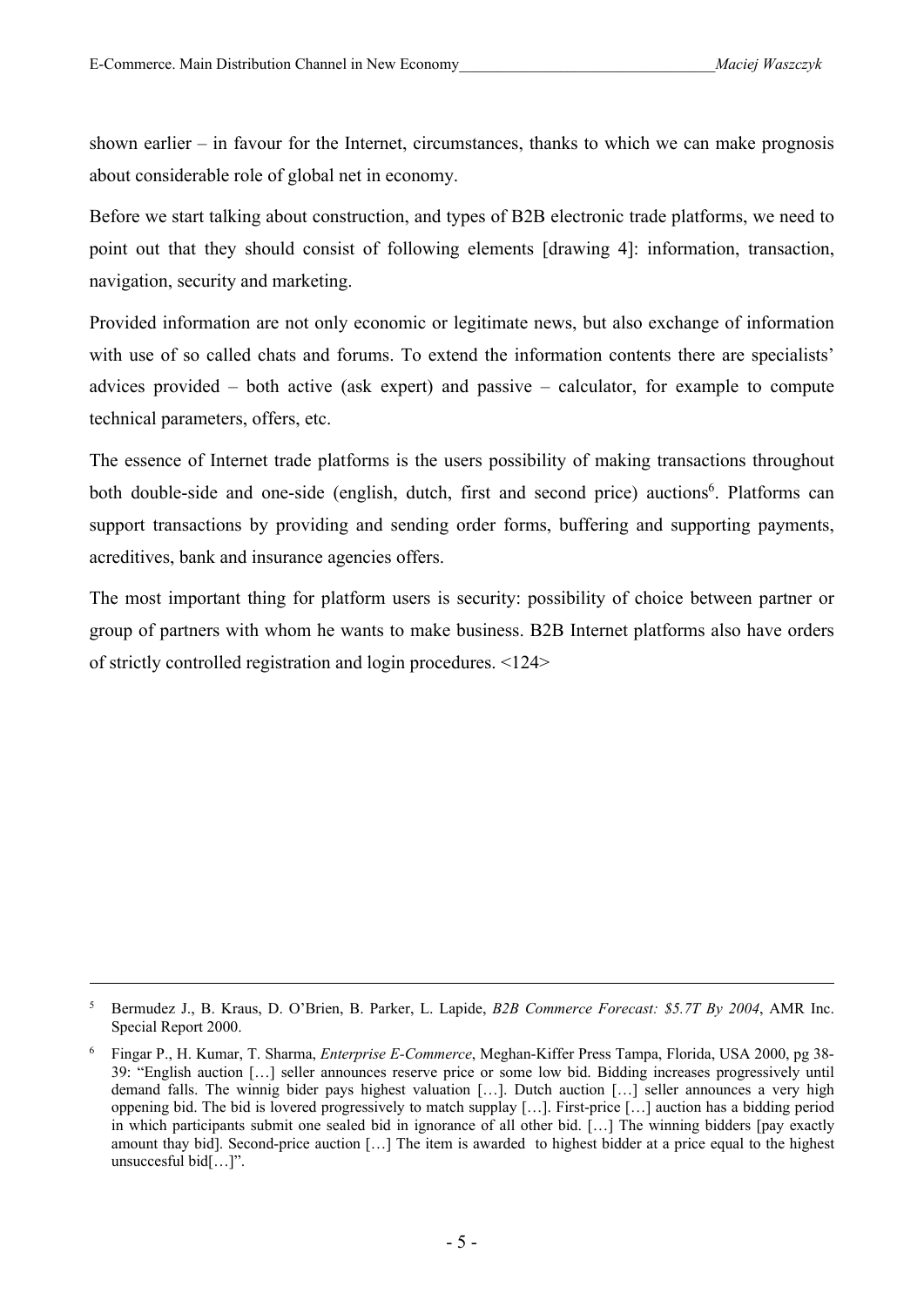shown earlier – in favour for the Internet, circumstances, thanks to which we can make prognosis about considerable role of global net in economy.

Before we start talking about construction, and types of B2B electronic trade platforms, we need to point out that they should consist of following elements [drawing 4]: information, transaction, navigation, security and marketing.

Provided information are not only economic or legitimate news, but also exchange of information with use of so called chats and forums. To extend the information contents there are specialists' advices provided – both active (ask expert) and passive – calculator, for example to compute technical parameters, offers, etc.

The essence of Internet trade platforms is the users possibility of making transactions throughout both double-side and one-side (english, dutch, first and second price) auctions[6]. Platforms can support transactions by providing and sending order forms, buffering and supporting payments, acreditives, bank and insurance agencies offers.

The most important thing for platform users is security: possibility of choice between partner or group of partners with whom he wants to make business. B2B Internet platforms also have orders of strictly controlled registration and login procedures. <124>

---

[5] Bermudez J., B. Kraus, D. O'Brien, B. Parker, L. Lapide, *B2B Commerce Forecast: $5.7T By 2004*, AMR Inc. Special Report 2000.

[6] Fingar P., H. Kumar, T. Sharma, *Enterprise E-Commerce*, Meghan-Kiffer Press Tampa, Florida, USA 2000, pg 38-39: "English auction […] seller announces reserve price or some low bid. Bidding increases progressively until demand falls. The winnig bider pays highest valuation […]. Dutch auction […] seller announces a very high oppening bid. The bid is lovered progressively to match supplay […]. First-price […] auction has a bidding period in which participants submit one sealed bid in ignorance of all other bid. […] The winning bidders [pay exactly amount thay bid]. Second-price auction […] The item is awarded to highest bidder at a price equal to the highest unsuccesful bid[…]".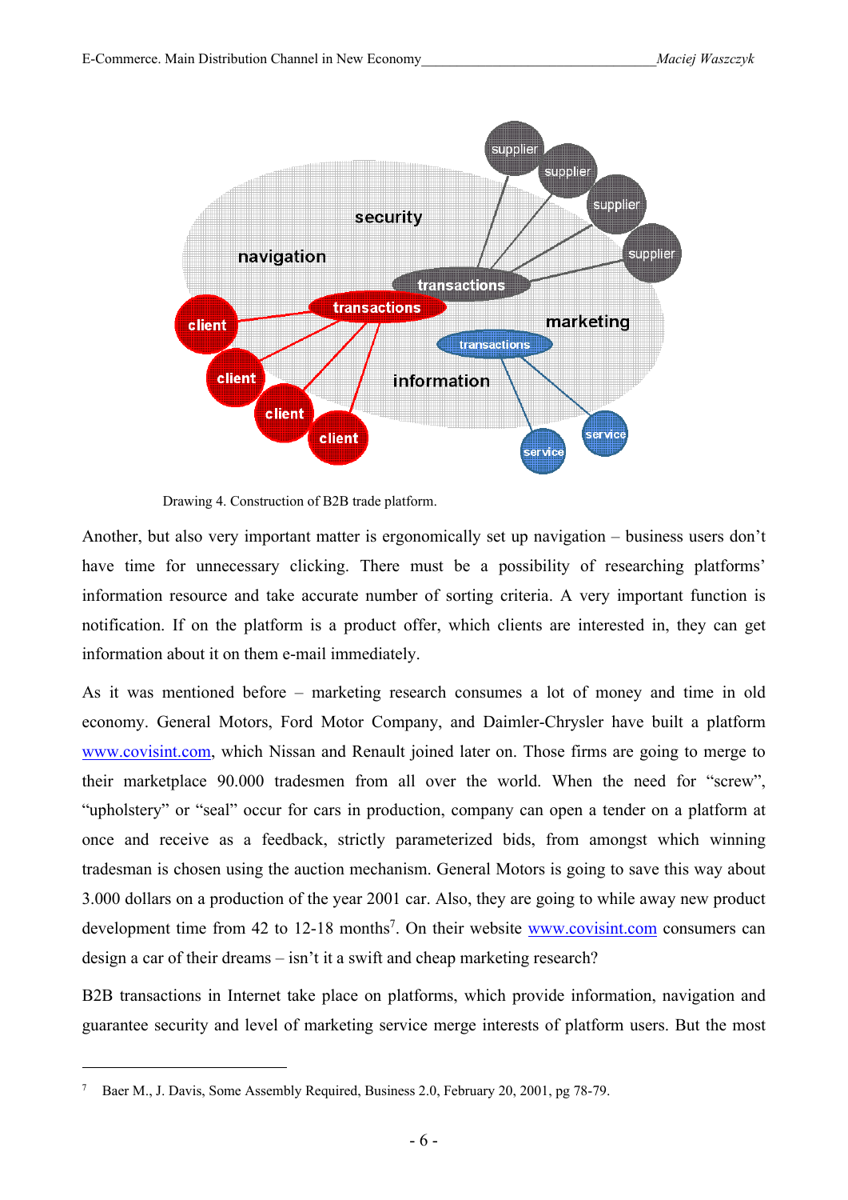Drawing 4. Construction of B2B trade platform.

Another, but also very important matter is ergonomically set up navigation – business users don't have time for unnecessary clicking. There must be a possibility of researching platforms' information resource and take accurate number of sorting criteria. A very important function is notification. If on the platform is a product offer, which clients are interested in, they can get information about it on them e-mail immediately.

As it was mentioned before – marketing research consumes a lot of money and time in old economy. General Motors, Ford Motor Company, and Daimler-Chrysler have built a platform www.covisint.com, which Nissan and Renault joined later on. Those firms are going to merge to their marketplace 90.000 tradesmen from all over the world. When the need for "screw", "upholstery" or "seal" occur for cars in production, company can open a tender on a platform at once and receive as a feedback, strictly parameterized bids, from amongst which winning tradesman is chosen using the auction mechanism. General Motors is going to save this way about 3.000 dollars on a production of the year 2001 car. Also, they are going to while away new product development time from 42 to 12-18 months[7]. On their website www.covisint.com consumers can design a car of their dreams – isn't it a swift and cheap marketing research?

B2B transactions in Internet take place on platforms, which provide information, navigation and guarantee security and level of marketing service merge interests of platform users. But the most

[7] Baer M., J. Davis, Some Assembly Required, Business 2.0, February 20, 2001, pg 78-79.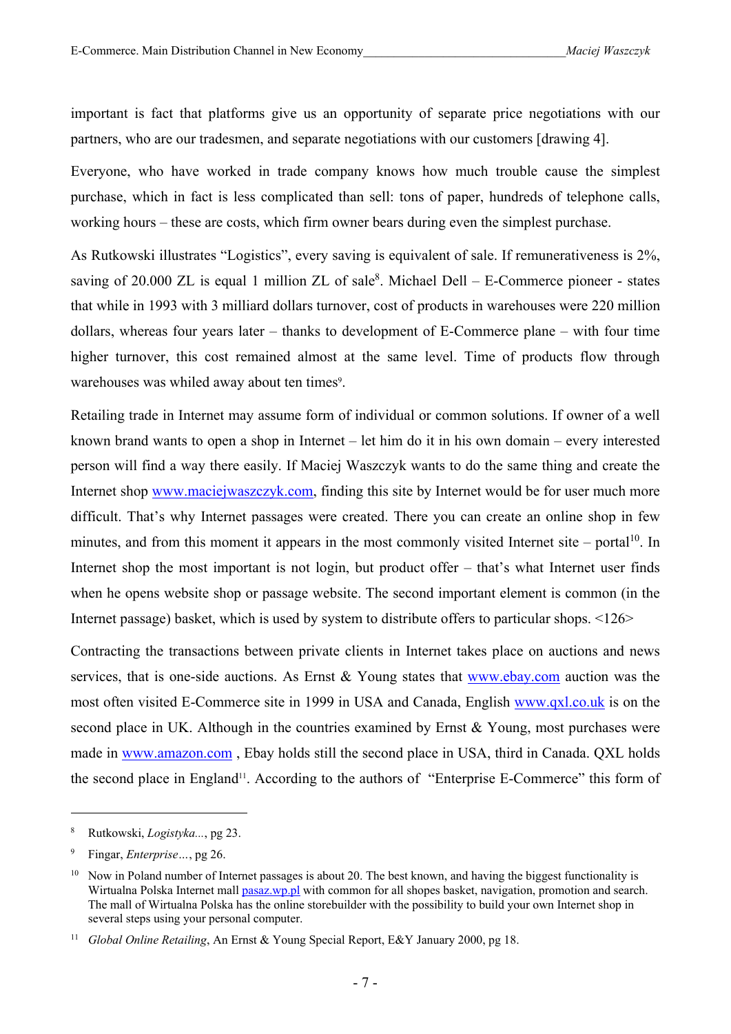important is fact that platforms give us an opportunity of separate price negotiations with our partners, who are our tradesmen, and separate negotiations with our customers [drawing 4].

Everyone, who have worked in trade company knows how much trouble cause the simplest purchase, which in fact is less complicated than sell: tons of paper, hundreds of telephone calls, working hours – these are costs, which firm owner bears during even the simplest purchase.

As Rutkowski illustrates "Logistics", every saving is equivalent of sale. If remunerativeness is 2%, saving of 20.000 ZL is equal 1 million ZL of sale[8]. Michael Dell – E-Commerce pioneer - states that while in 1993 with 3 milliard dollars turnover, cost of products in warehouses were 220 million dollars, whereas four years later – thanks to development of E-Commerce plane – with four time higher turnover, this cost remained almost at the same level. Time of products flow through warehouses was whiled away about ten times[9].

Retailing trade in Internet may assume form of individual or common solutions. If owner of a well known brand wants to open a shop in Internet – let him do it in his own domain – every interested person will find a way there easily. If Maciej Waszczyk wants to do the same thing and create the Internet shop www.maciejwaszczyk.com, finding this site by Internet would be for user much more difficult. That's why Internet passages were created. There you can create an online shop in few minutes, and from this moment it appears in the most commonly visited Internet site – portal[10]. In Internet shop the most important is not login, but product offer – that's what Internet user finds when he opens website shop or passage website. The second important element is common (in the Internet passage) basket, which is used by system to distribute offers to particular shops. <126>

Contracting the transactions between private clients in Internet takes place on auctions and news services, that is one-side auctions. As Ernst & Young states that www.ebay.com auction was the most often visited E-Commerce site in 1999 in USA and Canada, English www.qxl.co.uk is on the second place in UK. Although in the countries examined by Ernst & Young, most purchases were made in www.amazon.com , Ebay holds still the second place in USA, third in Canada. QXL holds the second place in England[11]. According to the authors of "Enterprise E-Commerce" this form of

---

[8] Rutkowski, *Logistyka...*, pg 23.

[9] Fingar, *Enterprise…*, pg 26.

[10] Now in Poland number of Internet passages is about 20. The best known, and having the biggest functionality is Wirtualna Polska Internet mall pasaz.wp.pl with common for all shopes basket, navigation, promotion and search. The mall of Wirtualna Polska has the online storebuilder with the possibility to build your own Internet shop in several steps using your personal computer.

[11] *Global Online Retailing*, An Ernst & Young Special Report, E&Y January 2000, pg 18.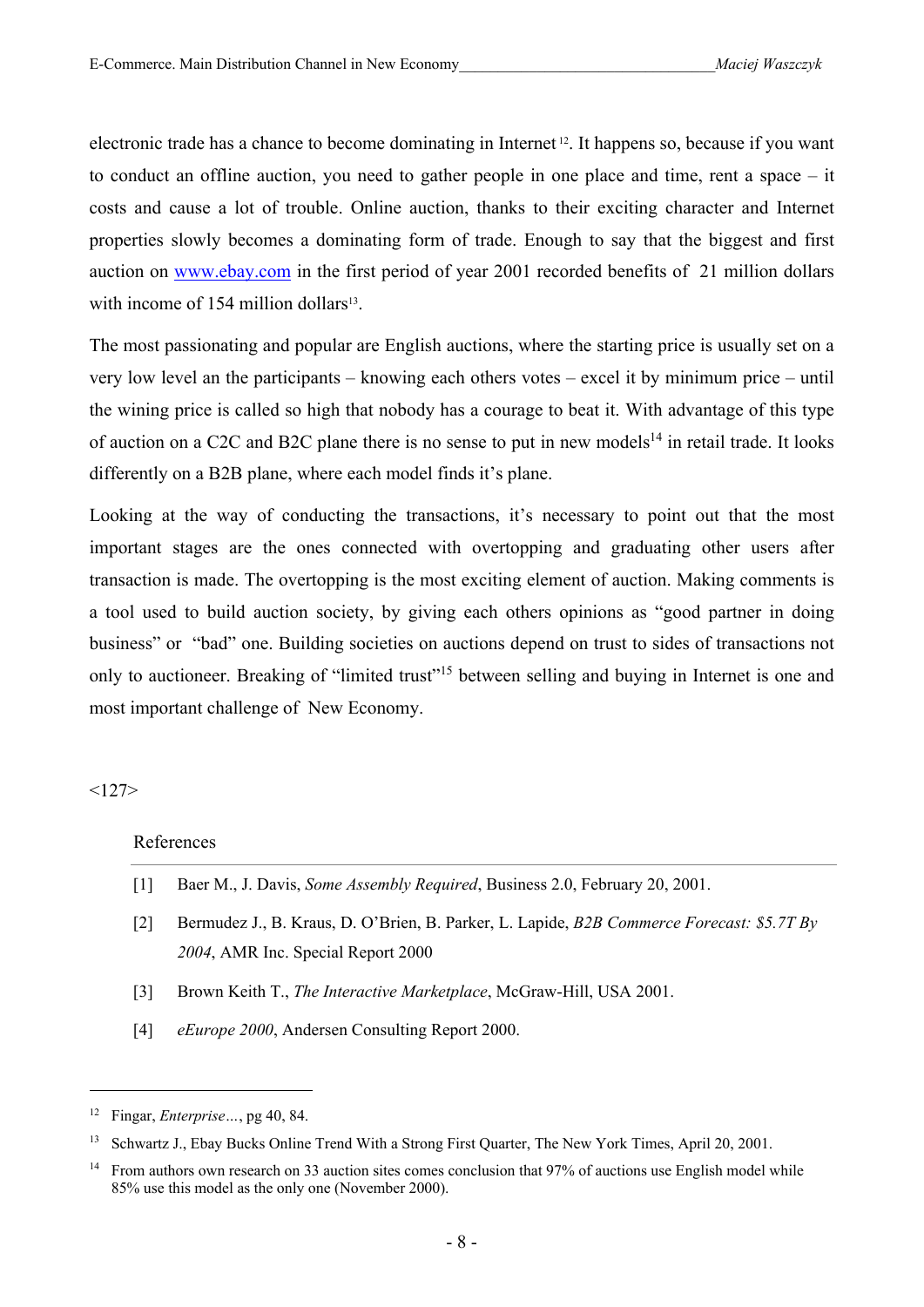electronic trade has a chance to become dominating in Internet[12]. It happens so, because if you want to conduct an offline auction, you need to gather people in one place and time, rent a space – it costs and cause a lot of trouble. Online auction, thanks to their exciting character and Internet properties slowly becomes a dominating form of trade. Enough to say that the biggest and first auction on www.ebay.com in the first period of year 2001 recorded benefits of 21 million dollars with income of 154 million dollars[13].

The most passionating and popular are English auctions, where the starting price is usually set on a very low level an the participants – knowing each others votes – excel it by minimum price – until the wining price is called so high that nobody has a courage to beat it. With advantage of this type of auction on a C2C and B2C plane there is no sense to put in new models[14] in retail trade. It looks differently on a B2B plane, where each model finds it's plane.

Looking at the way of conducting the transactions, it's necessary to point out that the most important stages are the ones connected with overtopping and graduating other users after transaction is made. The overtopping is the most exciting element of auction. Making comments is a tool used to build auction society, by giving each others opinions as "good partner in doing business" or "bad" one. Building societies on auctions depend on trust to sides of transactions not only to auctioneer. Breaking of "limited trust"[15] between selling and buying in Internet is one and most important challenge of New Economy.

<127>

## References

[1] Baer M., J. Davis, *Some Assembly Required*, Business 2.0, February 20, 2001.

[2] Bermudez J., B. Kraus, D. O'Brien, B. Parker, L. Lapide, *B2B Commerce Forecast: $5.7T By 2004*, AMR Inc. Special Report 2000

[3] Brown Keith T., *The Interactive Marketplace*, McGraw-Hill, USA 2001.

[4] *eEurope 2000*, Andersen Consulting Report 2000.

---

[12] Fingar, *Enterprise…*, pg 40, 84.

[13] Schwartz J., Ebay Bucks Online Trend With a Strong First Quarter, The New York Times, April 20, 2001.

[14] From authors own research on 33 auction sites comes conclusion that 97% of auctions use English model while 85% use this model as the only one (November 2000).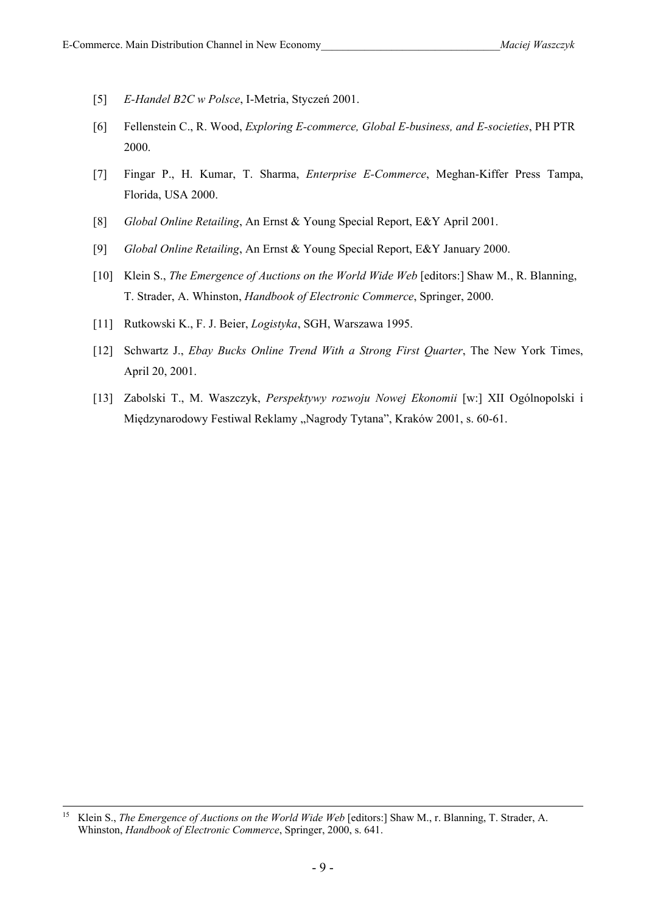[5] *E-Handel B2C w Polsce*, I-Metria, Styczeń 2001.

[6] Fellenstein C., R. Wood, *Exploring E-commerce, Global E-business, and E-societies*, PH PTR 2000.

[7] Fingar P., H. Kumar, T. Sharma, *Enterprise E-Commerce*, Meghan-Kiffer Press Tampa, Florida, USA 2000.

[8] *Global Online Retailing*, An Ernst & Young Special Report, E&Y April 2001.

[9] *Global Online Retailing*, An Ernst & Young Special Report, E&Y January 2000.

[10] Klein S., *The Emergence of Auctions on the World Wide Web* [editors:] Shaw M., R. Blanning, T. Strader, A. Whinston, *Handbook of Electronic Commerce*, Springer, 2000.

[11] Rutkowski K., F. J. Beier, *Logistyka*, SGH, Warszawa 1995.

[12] Schwartz J., *Ebay Bucks Online Trend With a Strong First Quarter*, The New York Times, April 20, 2001.

[13] Zabolski T., M. Waszczyk, *Perspektywy rozwoju Nowej Ekonomii* [w:] XII Ogólnopolski i Międzynarodowy Festiwal Reklamy „Nagrody Tytana", Kraków 2001, s. 60-61.

---

[15] Klein S., *The Emergence of Auctions on the World Wide Web* [editors:] Shaw M., r. Blanning, T. Strader, A. Whinston, *Handbook of Electronic Commerce*, Springer, 2000, s. 641.